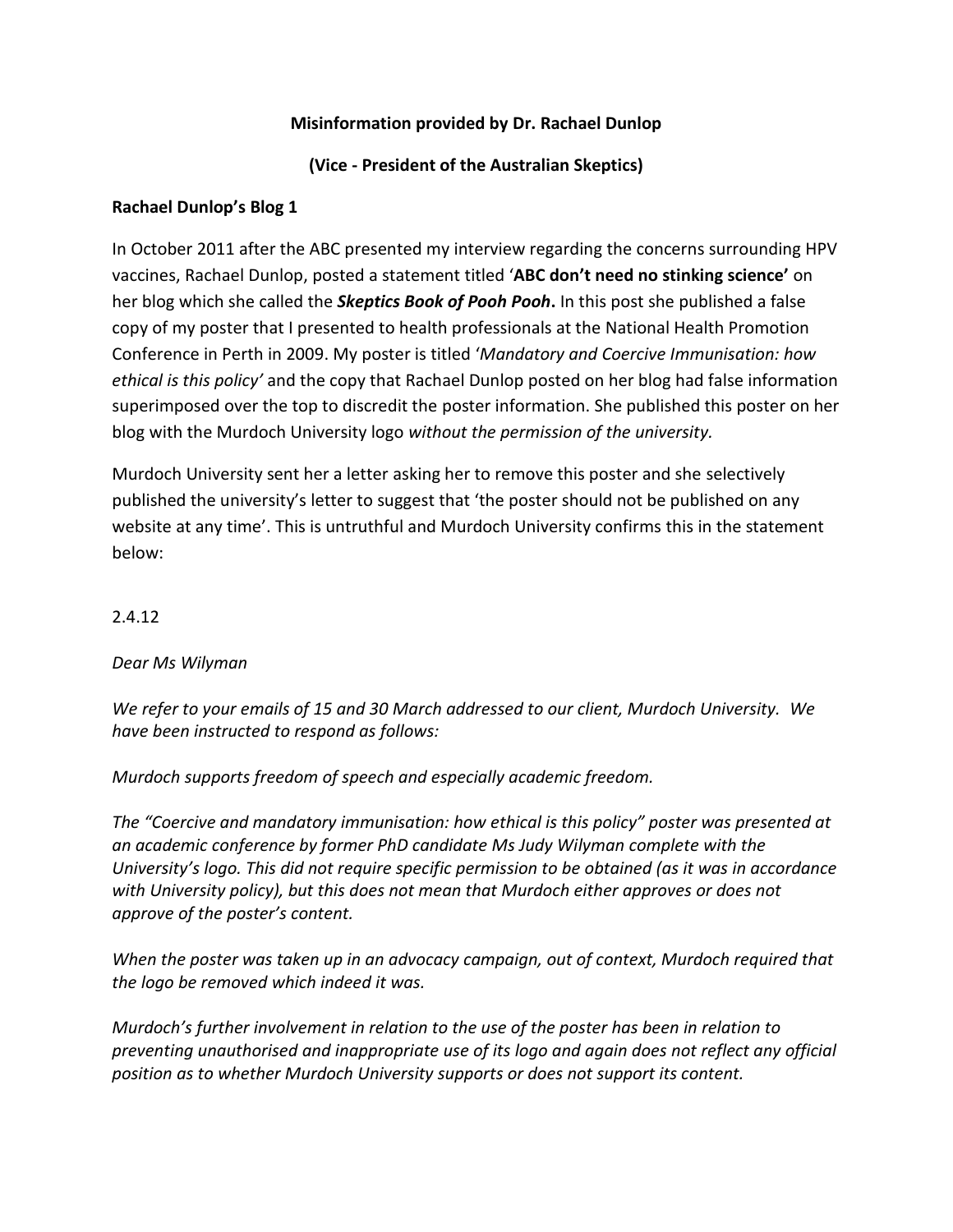**Misinformation provided by Dr. Rachael Dunlop**

**(Vice - President of the Australian Skeptics)**

**Rachael Dunlop's Blog 1**

In October 2011 after the ABC presented my interview regarding the concerns surrounding HPV vaccines, Rachael Dunlop, posted a statement titled '**ABC don't need no stinking science**' on her blog which she called the ***Skeptics Book of Pooh Pooh*****.** In this post she published a false copy of my poster that I presented to health professionals at the National Health Promotion Conference in Perth in 2009. My poster is titled '*Mandatory and Coercive Immunisation: how ethical is this policy*' and the copy that Rachael Dunlop posted on her blog had false information superimposed over the top to discredit the poster information. She published this poster on her blog with the Murdoch University logo *without the permission of the university.*

Murdoch University sent her a letter asking her to remove this poster and she selectively published the university's letter to suggest that 'the poster should not be published on any website at any time'. This is untruthful and Murdoch University confirms this in the statement below:

2.4.12

*Dear Ms Wilyman*

*We refer to your emails of 15 and 30 March addressed to our client, Murdoch University. We have been instructed to respond as follows:*

*Murdoch supports freedom of speech and especially academic freedom.*

*The "Coercive and mandatory immunisation: how ethical is this policy" poster was presented at an academic conference by former PhD candidate Ms Judy Wilyman complete with the University's logo. This did not require specific permission to be obtained (as it was in accordance with University policy), but this does not mean that Murdoch either approves or does not approve of the poster's content.*

*When the poster was taken up in an advocacy campaign, out of context, Murdoch required that the logo be removed which indeed it was.*

*Murdoch's further involvement in relation to the use of the poster has been in relation to preventing unauthorised and inappropriate use of its logo and again does not reflect any official position as to whether Murdoch University supports or does not support its content.*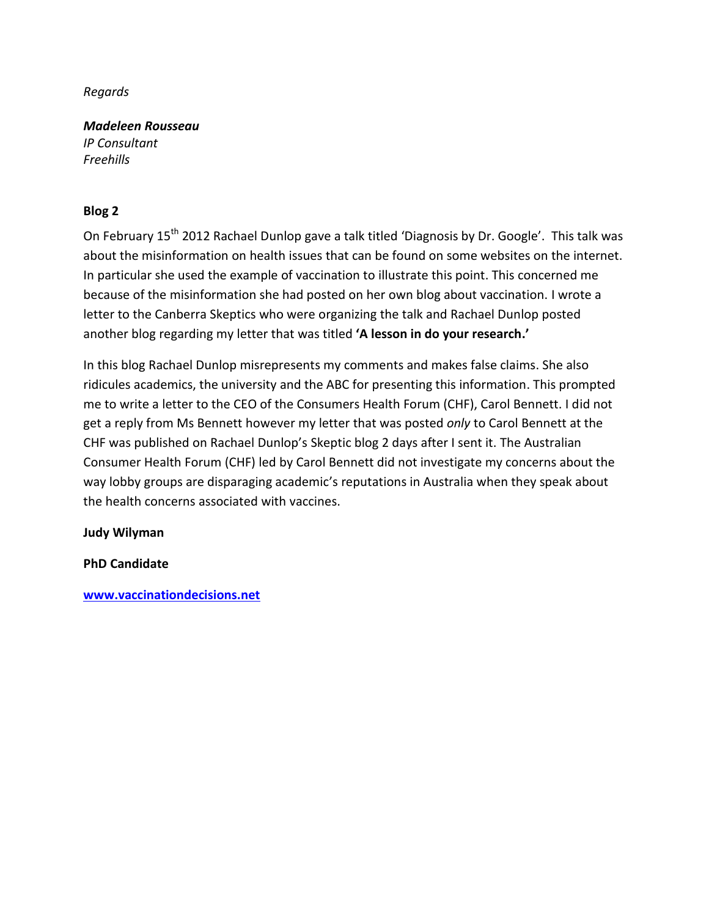*Regards*

***Madeleen Rousseau***
*IP Consultant*
*Freehills*

**Blog 2**

On February 15th 2012 Rachael Dunlop gave a talk titled 'Diagnosis by Dr. Google'. This talk was about the misinformation on health issues that can be found on some websites on the internet. In particular she used the example of vaccination to illustrate this point. This concerned me because of the misinformation she had posted on her own blog about vaccination. I wrote a letter to the Canberra Skeptics who were organizing the talk and Rachael Dunlop posted another blog regarding my letter that was titled **'A lesson in do your research.'**

In this blog Rachael Dunlop misrepresents my comments and makes false claims. She also ridicules academics, the university and the ABC for presenting this information. This prompted me to write a letter to the CEO of the Consumers Health Forum (CHF), Carol Bennett. I did not get a reply from Ms Bennett however my letter that was posted *only* to Carol Bennett at the CHF was published on Rachael Dunlop's Skeptic blog 2 days after I sent it. The Australian Consumer Health Forum (CHF) led by Carol Bennett did not investigate my concerns about the way lobby groups are disparaging academic's reputations in Australia when they speak about the health concerns associated with vaccines.

**Judy Wilyman**

**PhD Candidate**

**[www.vaccinationdecisions.net](http://www.vaccinationdecisions.net)**